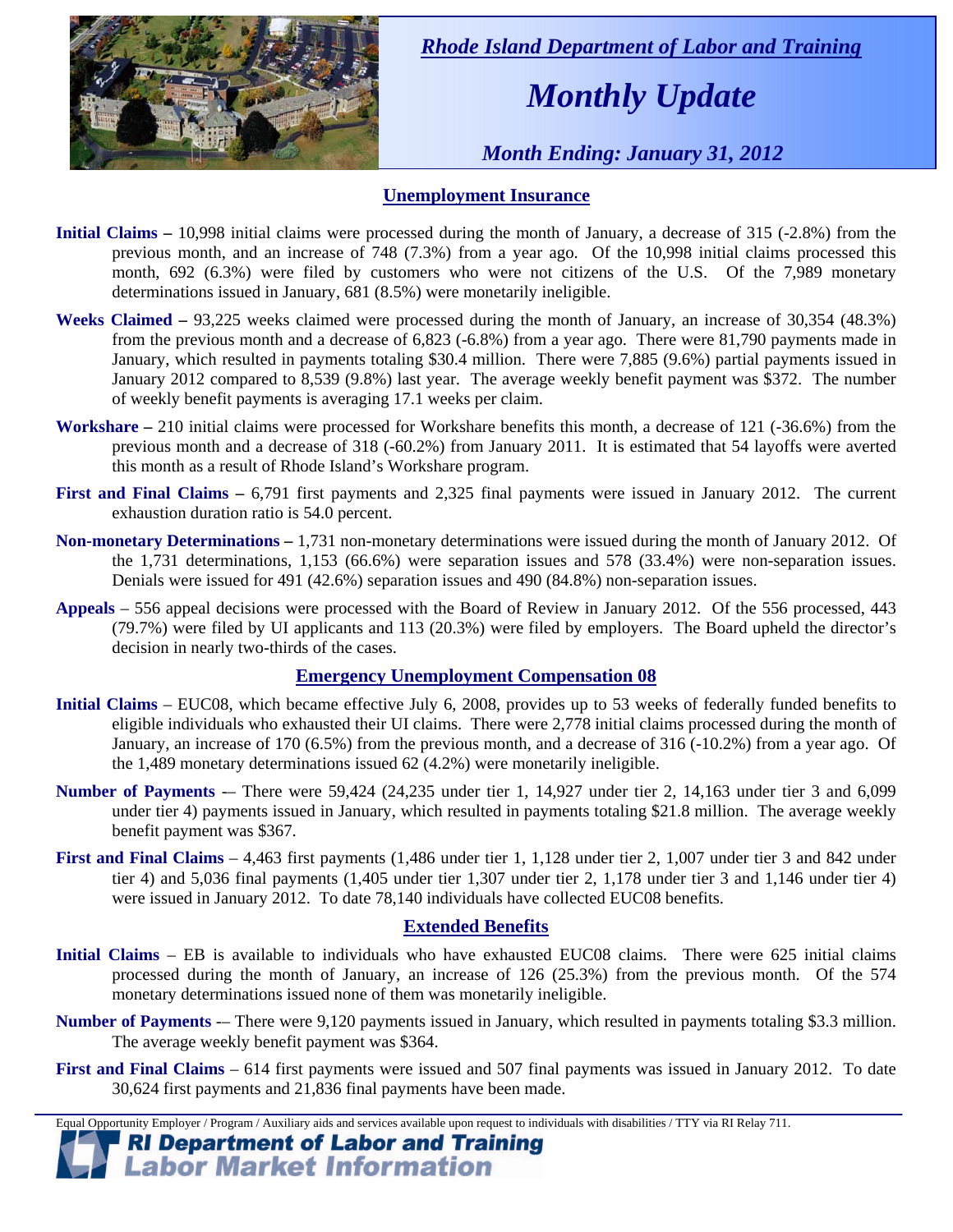*Rhode Island Department of Labor and Training*

# *Monthly Update*

*Month Ending: January 31, 2012*

## Unemployment Insurance

**Initial Claims –** 10,998 initial claims were processed during the month of January, a decrease of 315 (-2.8%) from the previous month, and an increase of 748 (7.3%) from a year ago. Of the 10,998 initial claims processed this month, 692 (6.3%) were filed by customers who were not citizens of the U.S. Of the 7,989 monetary determinations issued in January, 681 (8.5%) were monetarily ineligible.

**Weeks Claimed –** 93,225 weeks claimed were processed during the month of January, an increase of 30,354 (48.3%) from the previous month and a decrease of 6,823 (-6.8%) from a year ago. There were 81,790 payments made in January, which resulted in payments totaling $30.4 million. There were 7,885 (9.6%) partial payments issued in January 2012 compared to 8,539 (9.8%) last year. The average weekly benefit payment was $372. The number of weekly benefit payments is averaging 17.1 weeks per claim.

**Workshare –** 210 initial claims were processed for Workshare benefits this month, a decrease of 121 (-36.6%) from the previous month and a decrease of 318 (-60.2%) from January 2011. It is estimated that 54 layoffs were averted this month as a result of Rhode Island's Workshare program.

**First and Final Claims –** 6,791 first payments and 2,325 final payments were issued in January 2012. The current exhaustion duration ratio is 54.0 percent.

**Non-monetary Determinations –** 1,731 non-monetary determinations were issued during the month of January 2012. Of the 1,731 determinations, 1,153 (66.6%) were separation issues and 578 (33.4%) were non-separation issues. Denials were issued for 491 (42.6%) separation issues and 490 (84.8%) non-separation issues.

**Appeals** – 556 appeal decisions were processed with the Board of Review in January 2012. Of the 556 processed, 443 (79.7%) were filed by UI applicants and 113 (20.3%) were filed by employers. The Board upheld the director's decision in nearly two-thirds of the cases.

## Emergency Unemployment Compensation 08

**Initial Claims** – EUC08, which became effective July 6, 2008, provides up to 53 weeks of federally funded benefits to eligible individuals who exhausted their UI claims. There were 2,778 initial claims processed during the month of January, an increase of 170 (6.5%) from the previous month, and a decrease of 316 (-10.2%) from a year ago. Of the 1,489 monetary determinations issued 62 (4.2%) were monetarily ineligible.

**Number of Payments** -– There were 59,424 (24,235 under tier 1, 14,927 under tier 2, 14,163 under tier 3 and 6,099 under tier 4) payments issued in January, which resulted in payments totaling $21.8 million. The average weekly benefit payment was $367.

**First and Final Claims** – 4,463 first payments (1,486 under tier 1, 1,128 under tier 2, 1,007 under tier 3 and 842 under tier 4) and 5,036 final payments (1,405 under tier 1,307 under tier 2, 1,178 under tier 3 and 1,146 under tier 4) were issued in January 2012. To date 78,140 individuals have collected EUC08 benefits.

## Extended Benefits

**Initial Claims** – EB is available to individuals who have exhausted EUC08 claims. There were 625 initial claims processed during the month of January, an increase of 126 (25.3%) from the previous month. Of the 574 monetary determinations issued none of them was monetarily ineligible.

**Number of Payments** -– There were 9,120 payments issued in January, which resulted in payments totaling $3.3 million. The average weekly benefit payment was $364.

**First and Final Claims** – 614 first payments were issued and 507 final payments was issued in January 2012. To date 30,624 first payments and 21,836 final payments have been made.

Equal Opportunity Employer / Program / Auxiliary aids and services available upon request to individuals with disabilities / TTY via RI Relay 711.

**RI Department of Labor and Training**
**Labor Market Information**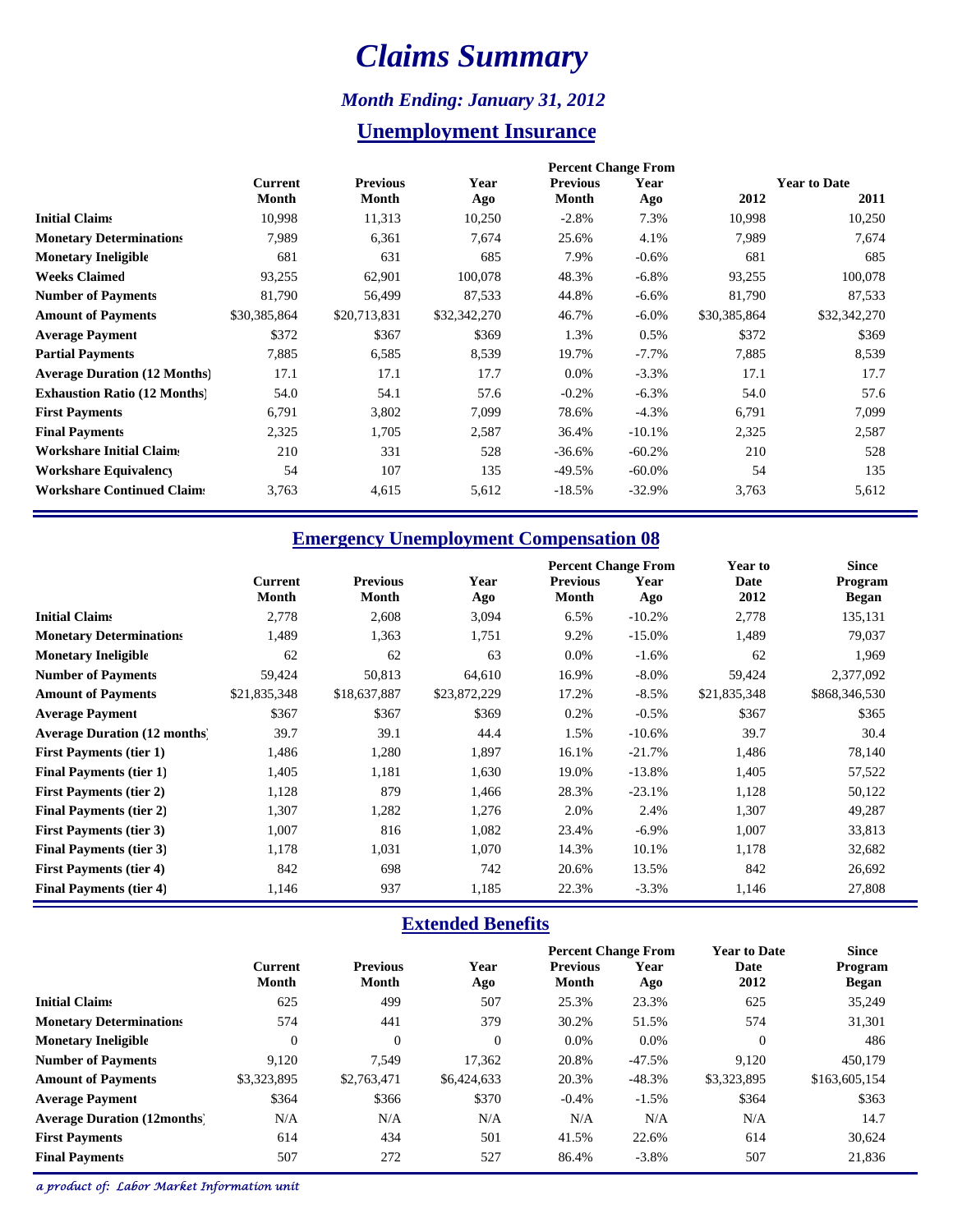# Claims Summary

## *Month Ending: January 31, 2012*

## Unemployment Insurance

| | Current Month | Previous Month | Year Ago | Percent Change From Previous Month | Percent Change From Year Ago | Year to Date 2012 | Year to Date 2011 |
|---|---|---|---|---|---|---|---|
| **Initial Claims** | 10,998 | 11,313 | 10,250 | -2.8% | 7.3% | 10,998 | 10,250 |
| **Monetary Determinations** | 7,989 | 6,361 | 7,674 | 25.6% | 4.1% | 7,989 | 7,674 |
| **Monetary Ineligible** | 681 | 631 | 685 | 7.9% | -0.6% | 681 | 685 |
| **Weeks Claimed** | 93,255 | 62,901 | 100,078 | 48.3% | -6.8% | 93,255 | 100,078 |
| **Number of Payments** | 81,790 | 56,499 | 87,533 | 44.8% | -6.6% | 81,790 | 87,533 |
| **Amount of Payments** | $30,385,864 | $20,713,831 | $32,342,270 | 46.7% | -6.0% | $30,385,864 | $32,342,270 |
| **Average Payment** | $372 | $367 | $369 | 1.3% | 0.5% | $372 | $369 |
| **Partial Payments** | 7,885 | 6,585 | 8,539 | 19.7% | -7.7% | 7,885 | 8,539 |
| **Average Duration (12 Months)** | 17.1 | 17.1 | 17.7 | 0.0% | -3.3% | 17.1 | 17.7 |
| **Exhaustion Ratio (12 Months)** | 54.0 | 54.1 | 57.6 | -0.2% | -6.3% | 54.0 | 57.6 |
| **First Payments** | 6,791 | 3,802 | 7,099 | 78.6% | -4.3% | 6,791 | 7,099 |
| **Final Payments** | 2,325 | 1,705 | 2,587 | 36.4% | -10.1% | 2,325 | 2,587 |
| **Workshare Initial Claims** | 210 | 331 | 528 | -36.6% | -60.2% | 210 | 528 |
| **Workshare Equivalency** | 54 | 107 | 135 | -49.5% | -60.0% | 54 | 135 |
| **Workshare Continued Claims** | 3,763 | 4,615 | 5,612 | -18.5% | -32.9% | 3,763 | 5,612 |

## Emergency Unemployment Compensation 08

| | Current Month | Previous Month | Year Ago | Percent Change From Previous Month | Percent Change From Year Ago | Year to Date 2012 | Since Program Began |
|---|---|---|---|---|---|---|---|
| **Initial Claims** | 2,778 | 2,608 | 3,094 | 6.5% | -10.2% | 2,778 | 135,131 |
| **Monetary Determinations** | 1,489 | 1,363 | 1,751 | 9.2% | -15.0% | 1,489 | 79,037 |
| **Monetary Ineligible** | 62 | 62 | 63 | 0.0% | -1.6% | 62 | 1,969 |
| **Number of Payments** | 59,424 | 50,813 | 64,610 | 16.9% | -8.0% | 59,424 | 2,377,092 |
| **Amount of Payments** | $21,835,348 | $18,637,887 | $23,872,229 | 17.2% | -8.5% | $21,835,348 | $868,346,530 |
| **Average Payment** | $367 | $367 | $369 | 0.2% | -0.5% | $367 | $365 |
| **Average Duration (12 months)** | 39.7 | 39.1 | 44.4 | 1.5% | -10.6% | 39.7 | 30.4 |
| **First Payments (tier 1)** | 1,486 | 1,280 | 1,897 | 16.1% | -21.7% | 1,486 | 78,140 |
| **Final Payments (tier 1)** | 1,405 | 1,181 | 1,630 | 19.0% | -13.8% | 1,405 | 57,522 |
| **First Payments (tier 2)** | 1,128 | 879 | 1,466 | 28.3% | -23.1% | 1,128 | 50,122 |
| **Final Payments (tier 2)** | 1,307 | 1,282 | 1,276 | 2.0% | 2.4% | 1,307 | 49,287 |
| **First Payments (tier 3)** | 1,007 | 816 | 1,082 | 23.4% | -6.9% | 1,007 | 33,813 |
| **Final Payments (tier 3)** | 1,178 | 1,031 | 1,070 | 14.3% | 10.1% | 1,178 | 32,682 |
| **First Payments (tier 4)** | 842 | 698 | 742 | 20.6% | 13.5% | 842 | 26,692 |
| **Final Payments (tier 4)** | 1,146 | 937 | 1,185 | 22.3% | -3.3% | 1,146 | 27,808 |

## Extended Benefits

| | Current Month | Previous Month | Year Ago | Percent Change From Previous Month | Percent Change From Year Ago | Year to Date 2012 | Since Program Began |
|---|---|---|---|---|---|---|---|
| **Initial Claims** | 625 | 499 | 507 | 25.3% | 23.3% | 625 | 35,249 |
| **Monetary Determinations** | 574 | 441 | 379 | 30.2% | 51.5% | 574 | 31,301 |
| **Monetary Ineligible** | 0 | 0 | 0 | 0.0% | 0.0% | 0 | 486 |
| **Number of Payments** | 9,120 | 7,549 | 17,362 | 20.8% | -47.5% | 9,120 | 450,179 |
| **Amount of Payments** | $3,323,895 | $2,763,471 | $6,424,633 | 20.3% | -48.3% | $3,323,895 | $163,605,154 |
| **Average Payment** | $364 | $366 | $370 | -0.4% | -1.5% | $364 | $363 |
| **Average Duration (12months)** | N/A | N/A | N/A | N/A | N/A | N/A | 14.7 |
| **First Payments** | 614 | 434 | 501 | 41.5% | 22.6% | 614 | 30,624 |
| **Final Payments** | 507 | 272 | 527 | 86.4% | -3.8% | 507 | 21,836 |

*a product of: Labor Market Information unit*